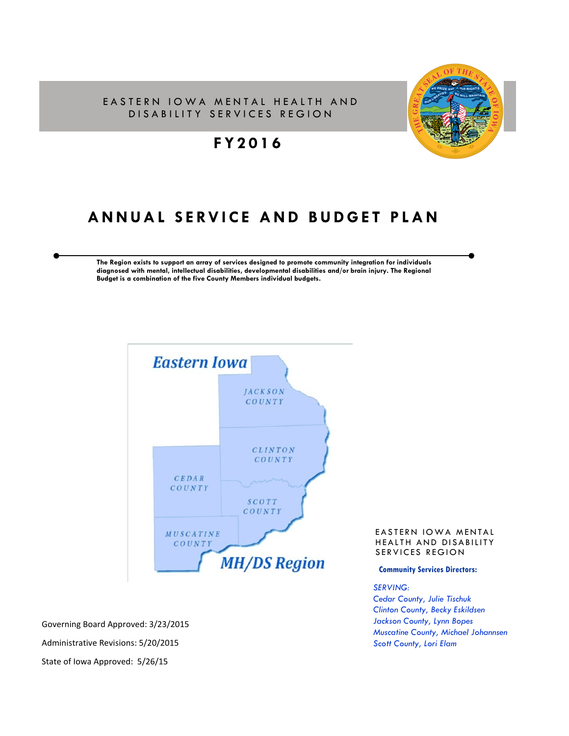# EASTERN IOWA MENTAL HEALTH AND DISABILITY SERVICES REGION

## FY2016

# ANNUAL SERVICE AND BUDGET PLAN

**The Region exists to support an array of services designed to promote community integration for individuals diagnosed with mental, intellectual disabilities, developmental disabilities and/or brain injury. The Regional Budget is a combination of the five County Members individual budgets.**

EASTERN IOWA MENTAL HEALTH AND DISABILITY SERVICES REGION

**Community Services Directors:**

*SERVING:*
*Cedar County, Julie Tischuk*
*Clinton County, Becky Eskildsen*
*Jackson County, Lynn Bopes*
*Muscatine County, Michael Johannsen*
*Scott County, Lori Elam*

Governing Board Approved: 3/23/2015

Administrative Revisions: 5/20/2015

State of Iowa Approved: 5/26/15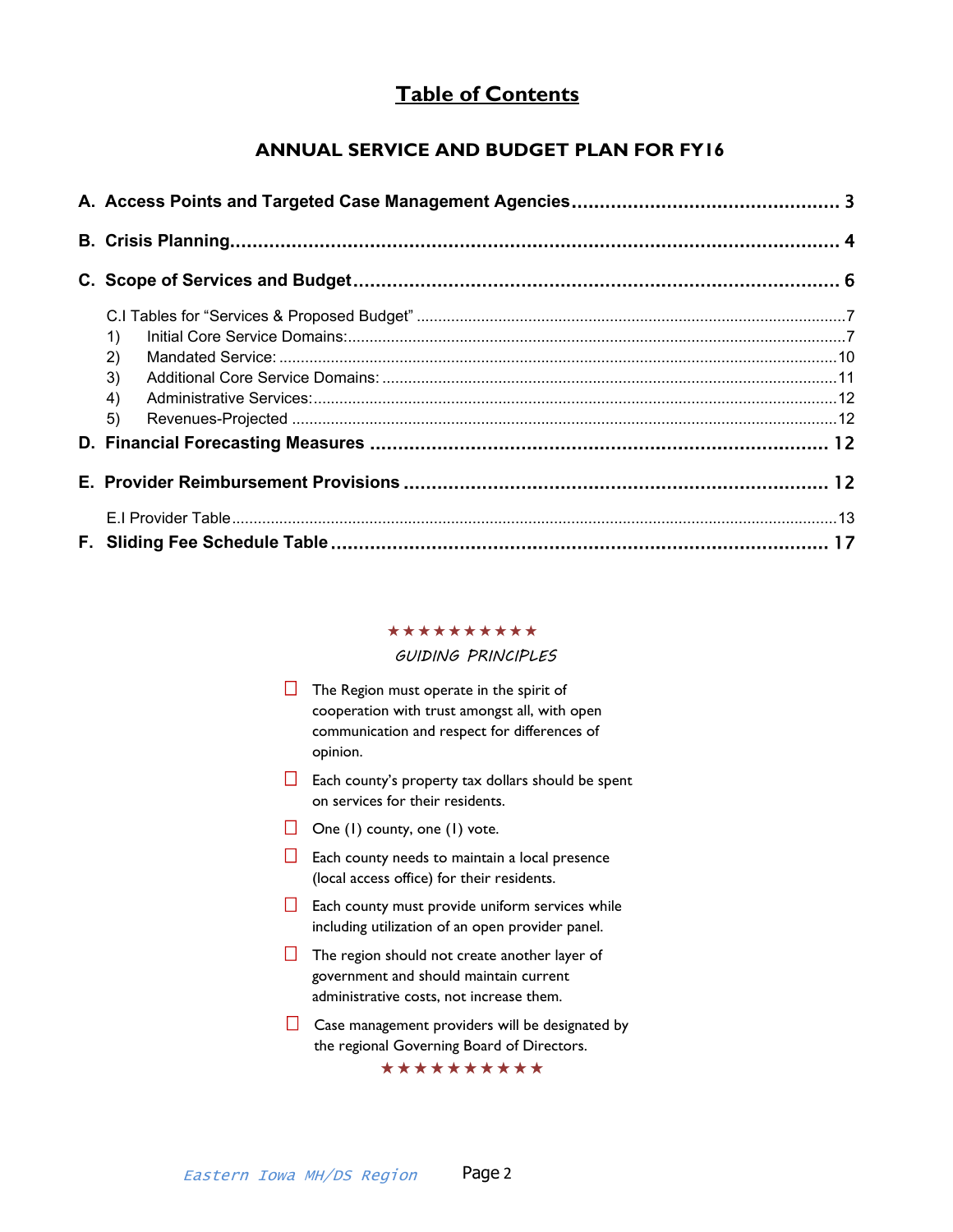# Table of Contents

## ANNUAL SERVICE AND BUDGET PLAN FOR FY16

**A. Access Points and Targeted Case Management Agencies** ............ 3

**B. Crisis Planning** ............ 4

**C. Scope of Services and Budget** ............ 6

- C.I Tables for "Services & Proposed Budget" ............ 7
  1) Initial Core Service Domains: ............ 7
  2) Mandated Service: ............ 10
  3) Additional Core Service Domains: ............ 11
  4) Administrative Services: ............ 12
  5) Revenues-Projected ............ 12

**D. Financial Forecasting Measures** ............ 12

**E. Provider Reimbursement Provisions** ............ 12

- E.I Provider Table ............ 13

**F. Sliding Fee Schedule Table** ............ 17

★★★★★★★★★★

*GUIDING PRINCIPLES*

- The Region must operate in the spirit of cooperation with trust amongst all, with open communication and respect for differences of opinion.
- Each county's property tax dollars should be spent on services for their residents.
- One (1) county, one (1) vote.
- Each county needs to maintain a local presence (local access office) for their residents.
- Each county must provide uniform services while including utilization of an open provider panel.
- The region should not create another layer of government and should maintain current administrative costs, not increase them.
- Case management providers will be designated by the regional Governing Board of Directors.

★★★★★★★★★★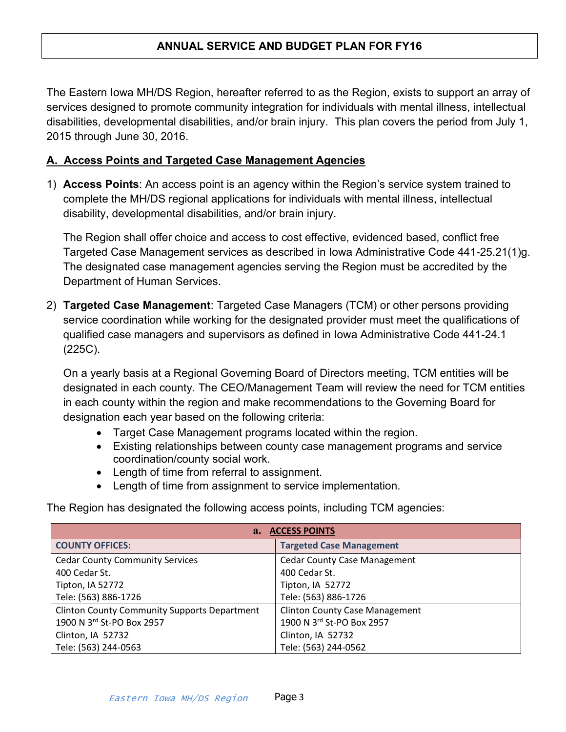**ANNUAL SERVICE AND BUDGET PLAN FOR FY16**

The Eastern Iowa MH/DS Region, hereafter referred to as the Region, exists to support an array of services designed to promote community integration for individuals with mental illness, intellectual disabilities, developmental disabilities, and/or brain injury. This plan covers the period from July 1, 2015 through June 30, 2016.

## A. Access Points and Targeted Case Management Agencies

1) **Access Points**: An access point is an agency within the Region's service system trained to complete the MH/DS regional applications for individuals with mental illness, intellectual disability, developmental disabilities, and/or brain injury.

   The Region shall offer choice and access to cost effective, evidenced based, conflict free Targeted Case Management services as described in Iowa Administrative Code 441-25.21(1)g. The designated case management agencies serving the Region must be accredited by the Department of Human Services.

2) **Targeted Case Management**: Targeted Case Managers (TCM) or other persons providing service coordination while working for the designated provider must meet the qualifications of qualified case managers and supervisors as defined in Iowa Administrative Code 441-24.1 (225C).

   On a yearly basis at a Regional Governing Board of Directors meeting, TCM entities will be designated in each county. The CEO/Management Team will review the need for TCM entities in each county within the region and make recommendations to the Governing Board for designation each year based on the following criteria:
   - Target Case Management programs located within the region.
   - Existing relationships between county case management programs and service coordination/county social work.
   - Length of time from referral to assignment.
   - Length of time from assignment to service implementation.

The Region has designated the following access points, including TCM agencies:

| **a. ACCESS POINTS** | |
|---|---|
| **COUNTY OFFICES:** | **Targeted Case Management** |
| Cedar County Community Services<br>400 Cedar St.<br>Tipton, IA 52772<br>Tele: (563) 886-1726 | Cedar County Case Management<br>400 Cedar St.<br>Tipton, IA 52772<br>Tele: (563) 886-1726 |
| Clinton County Community Supports Department<br>1900 N 3rd St-PO Box 2957<br>Clinton, IA 52732<br>Tele: (563) 244-0563 | Clinton County Case Management<br>1900 N 3rd St-PO Box 2957<br>Clinton, IA 52732<br>Tele: (563) 244-0562 |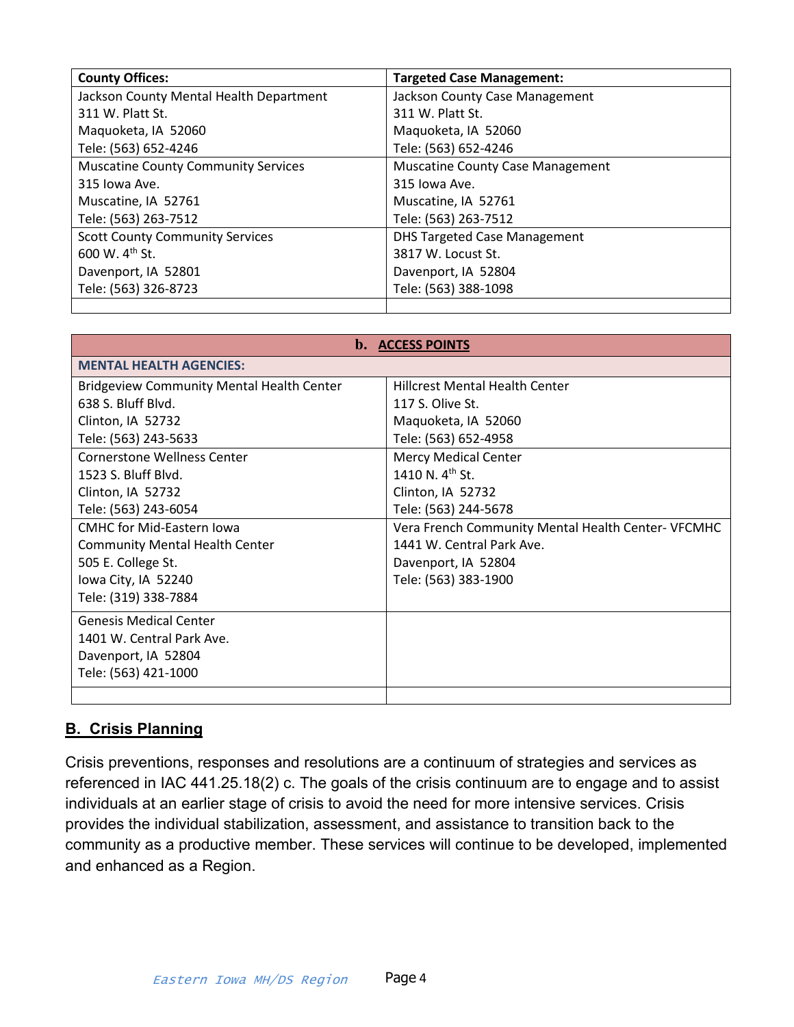| County Offices: | Targeted Case Management: |
|---|---|
| Jackson County Mental Health Department<br>311 W. Platt St.<br>Maquoketa, IA 52060<br>Tele: (563) 652-4246 | Jackson County Case Management<br>311 W. Platt St.<br>Maquoketa, IA 52060<br>Tele: (563) 652-4246 |
| Muscatine County Community Services<br>315 Iowa Ave.<br>Muscatine, IA 52761<br>Tele: (563) 263-7512 | Muscatine County Case Management<br>315 Iowa Ave.<br>Muscatine, IA 52761<br>Tele: (563) 263-7512 |
| Scott County Community Services<br>600 W. 4th St.<br>Davenport, IA 52801<br>Tele: (563) 326-8723 | DHS Targeted Case Management<br>3817 W. Locust St.<br>Davenport, IA 52804<br>Tele: (563) 388-1098 |
| | |

| b. ACCESS POINTS | |
|---|---|
| **MENTAL HEALTH AGENCIES:** | |
| Bridgeview Community Mental Health Center<br>638 S. Bluff Blvd.<br>Clinton, IA 52732<br>Tele: (563) 243-5633 | Hillcrest Mental Health Center<br>117 S. Olive St.<br>Maquoketa, IA 52060<br>Tele: (563) 652-4958 |
| Cornerstone Wellness Center<br>1523 S. Bluff Blvd.<br>Clinton, IA 52732<br>Tele: (563) 243-6054 | Mercy Medical Center<br>1410 N. 4th St.<br>Clinton, IA 52732<br>Tele: (563) 244-5678 |
| CMHC for Mid-Eastern Iowa<br>Community Mental Health Center<br>505 E. College St.<br>Iowa City, IA 52240<br>Tele: (319) 338-7884 | Vera French Community Mental Health Center- VFCMHC<br>1441 W. Central Park Ave.<br>Davenport, IA 52804<br>Tele: (563) 383-1900 |
| Genesis Medical Center<br>1401 W. Central Park Ave.<br>Davenport, IA 52804<br>Tele: (563) 421-1000 | |
| | |

## B. Crisis Planning

Crisis preventions, responses and resolutions are a continuum of strategies and services as referenced in IAC 441.25.18(2) c. The goals of the crisis continuum are to engage and to assist individuals at an earlier stage of crisis to avoid the need for more intensive services. Crisis provides the individual stabilization, assessment, and assistance to transition back to the community as a productive member. These services will continue to be developed, implemented and enhanced as a Region.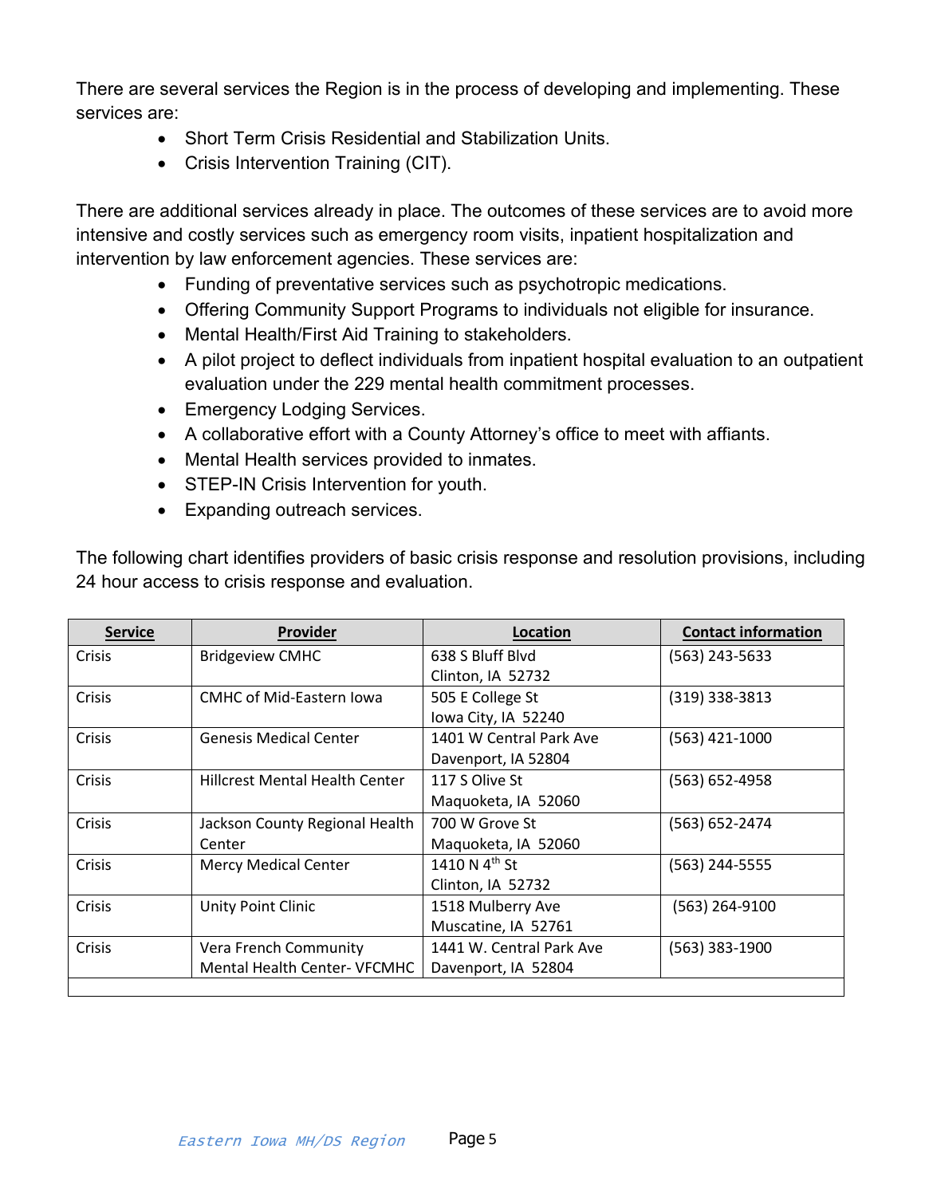There are several services the Region is in the process of developing and implementing. These services are:

- Short Term Crisis Residential and Stabilization Units.
- Crisis Intervention Training (CIT).

There are additional services already in place. The outcomes of these services are to avoid more intensive and costly services such as emergency room visits, inpatient hospitalization and intervention by law enforcement agencies. These services are:

- Funding of preventative services such as psychotropic medications.
- Offering Community Support Programs to individuals not eligible for insurance.
- Mental Health/First Aid Training to stakeholders.
- A pilot project to deflect individuals from inpatient hospital evaluation to an outpatient evaluation under the 229 mental health commitment processes.
- Emergency Lodging Services.
- A collaborative effort with a County Attorney's office to meet with affiants.
- Mental Health services provided to inmates.
- STEP-IN Crisis Intervention for youth.
- Expanding outreach services.

The following chart identifies providers of basic crisis response and resolution provisions, including 24 hour access to crisis response and evaluation.

| Service | Provider | Location | Contact information |
|---|---|---|---|
| Crisis | Bridgeview CMHC | 638 S Bluff Blvd<br>Clinton, IA 52732 | (563) 243-5633 |
| Crisis | CMHC of Mid-Eastern Iowa | 505 E College St<br>Iowa City, IA 52240 | (319) 338-3813 |
| Crisis | Genesis Medical Center | 1401 W Central Park Ave<br>Davenport, IA 52804 | (563) 421-1000 |
| Crisis | Hillcrest Mental Health Center | 117 S Olive St<br>Maquoketa, IA 52060 | (563) 652-4958 |
| Crisis | Jackson County Regional Health Center | 700 W Grove St<br>Maquoketa, IA 52060 | (563) 652-2474 |
| Crisis | Mercy Medical Center | 1410 N 4th St<br>Clinton, IA 52732 | (563) 244-5555 |
| Crisis | Unity Point Clinic | 1518 Mulberry Ave<br>Muscatine, IA 52761 | (563) 264-9100 |
| Crisis | Vera French Community Mental Health Center- VFCMHC | 1441 W. Central Park Ave<br>Davenport, IA 52804 | (563) 383-1900 |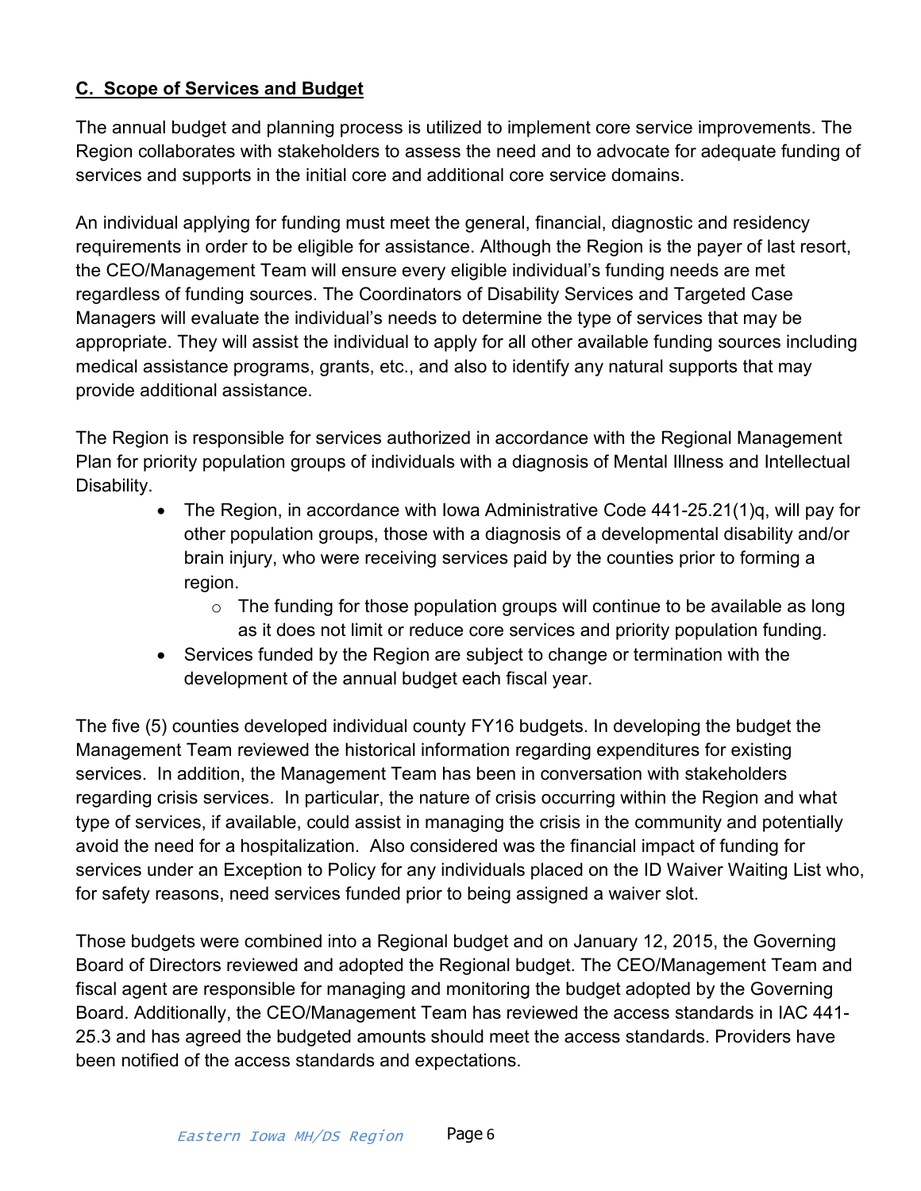## C. Scope of Services and Budget

The annual budget and planning process is utilized to implement core service improvements. The Region collaborates with stakeholders to assess the need and to advocate for adequate funding of services and supports in the initial core and additional core service domains.

An individual applying for funding must meet the general, financial, diagnostic and residency requirements in order to be eligible for assistance. Although the Region is the payer of last resort, the CEO/Management Team will ensure every eligible individual's funding needs are met regardless of funding sources. The Coordinators of Disability Services and Targeted Case Managers will evaluate the individual's needs to determine the type of services that may be appropriate. They will assist the individual to apply for all other available funding sources including medical assistance programs, grants, etc., and also to identify any natural supports that may provide additional assistance.

The Region is responsible for services authorized in accordance with the Regional Management Plan for priority population groups of individuals with a diagnosis of Mental Illness and Intellectual Disability.

- The Region, in accordance with Iowa Administrative Code 441-25.21(1)q, will pay for other population groups, those with a diagnosis of a developmental disability and/or brain injury, who were receiving services paid by the counties prior to forming a region.
    - The funding for those population groups will continue to be available as long as it does not limit or reduce core services and priority population funding.
- Services funded by the Region are subject to change or termination with the development of the annual budget each fiscal year.

The five (5) counties developed individual county FY16 budgets. In developing the budget the Management Team reviewed the historical information regarding expenditures for existing services. In addition, the Management Team has been in conversation with stakeholders regarding crisis services. In particular, the nature of crisis occurring within the Region and what type of services, if available, could assist in managing the crisis in the community and potentially avoid the need for a hospitalization. Also considered was the financial impact of funding for services under an Exception to Policy for any individuals placed on the ID Waiver Waiting List who, for safety reasons, need services funded prior to being assigned a waiver slot.

Those budgets were combined into a Regional budget and on January 12, 2015, the Governing Board of Directors reviewed and adopted the Regional budget. The CEO/Management Team and fiscal agent are responsible for managing and monitoring the budget adopted by the Governing Board. Additionally, the CEO/Management Team has reviewed the access standards in IAC 441-25.3 and has agreed the budgeted amounts should meet the access standards. Providers have been notified of the access standards and expectations.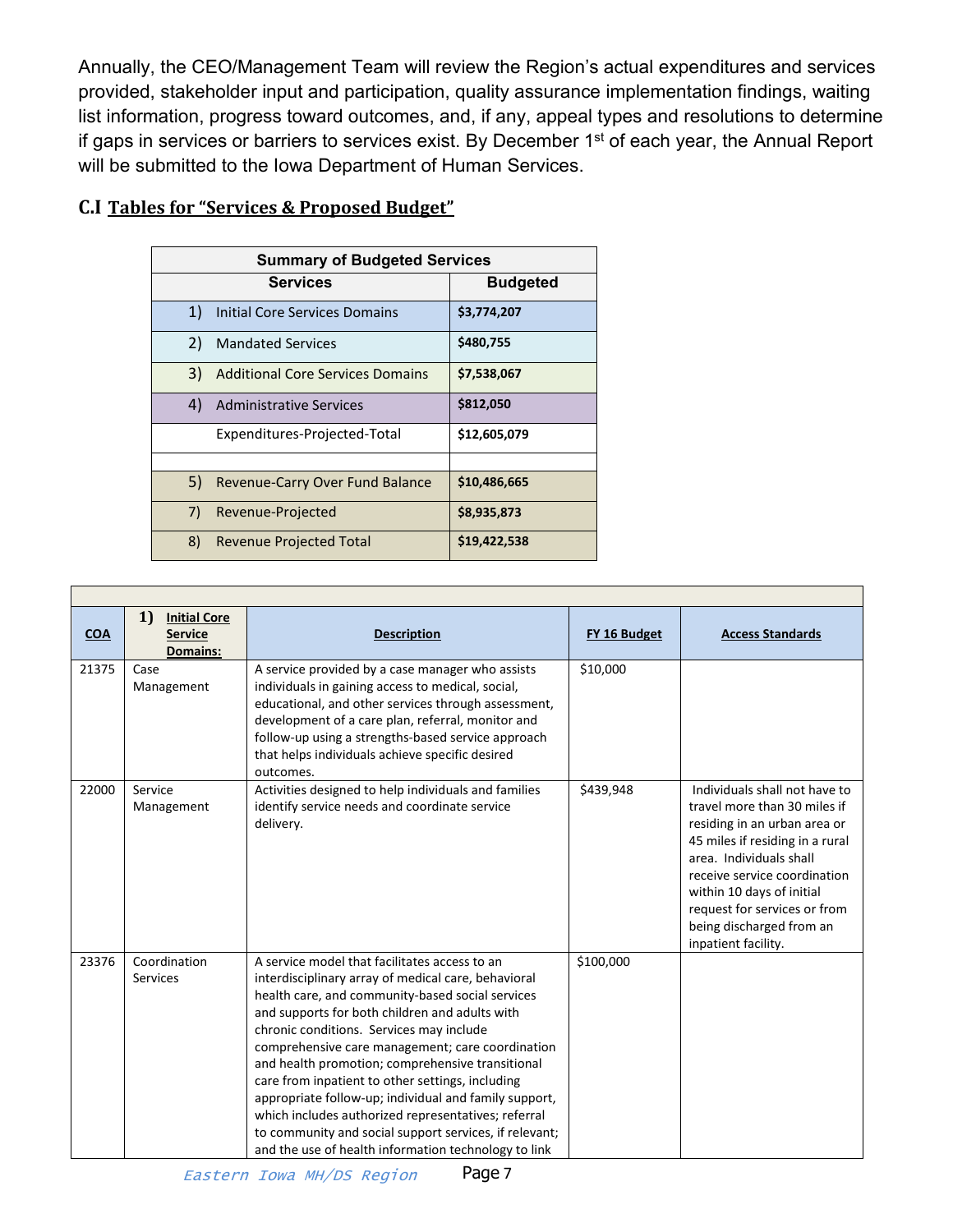Annually, the CEO/Management Team will review the Region's actual expenditures and services provided, stakeholder input and participation, quality assurance implementation findings, waiting list information, progress toward outcomes, and, if any, appeal types and resolutions to determine if gaps in services or barriers to services exist. By December 1st of each year, the Annual Report will be submitted to the Iowa Department of Human Services.

## C.I Tables for "Services & Proposed Budget"

| Summary of Budgeted Services | |
|---|---|
| **Services** | **Budgeted** |
| 1) Initial Core Services Domains | **$3,774,207** |
| 2) Mandated Services | **$480,755** |
| 3) Additional Core Services Domains | **$7,538,067** |
| 4) Administrative Services | **$812,050** |
| Expenditures-Projected-Total | **$12,605,079** |
| | |
| 5) Revenue-Carry Over Fund Balance | **$10,486,665** |
| 7) Revenue-Projected | **$8,935,873** |
| 8) Revenue Projected Total | **$19,422,538** |

| COA | 1) Initial Core Service Domains: | Description | FY 16 Budget | Access Standards |
|---|---|---|---|---|
| 21375 | Case Management | A service provided by a case manager who assists individuals in gaining access to medical, social, educational, and other services through assessment, development of a care plan, referral, monitor and follow-up using a strengths-based service approach that helps individuals achieve specific desired outcomes. | $10,000 | |
| 22000 | Service Management | Activities designed to help individuals and families identify service needs and coordinate service delivery. | $439,948 | Individuals shall not have to travel more than 30 miles if residing in an urban area or 45 miles if residing in a rural area. Individuals shall receive service coordination within 10 days of initial request for services or from being discharged from an inpatient facility. |
| 23376 | Coordination Services | A service model that facilitates access to an interdisciplinary array of medical care, behavioral health care, and community-based social services and supports for both children and adults with chronic conditions. Services may include comprehensive care management; care coordination and health promotion; comprehensive transitional care from inpatient to other settings, including appropriate follow-up; individual and family support, which includes authorized representatives; referral to community and social support services, if relevant; and the use of health information technology to link | $100,000 | |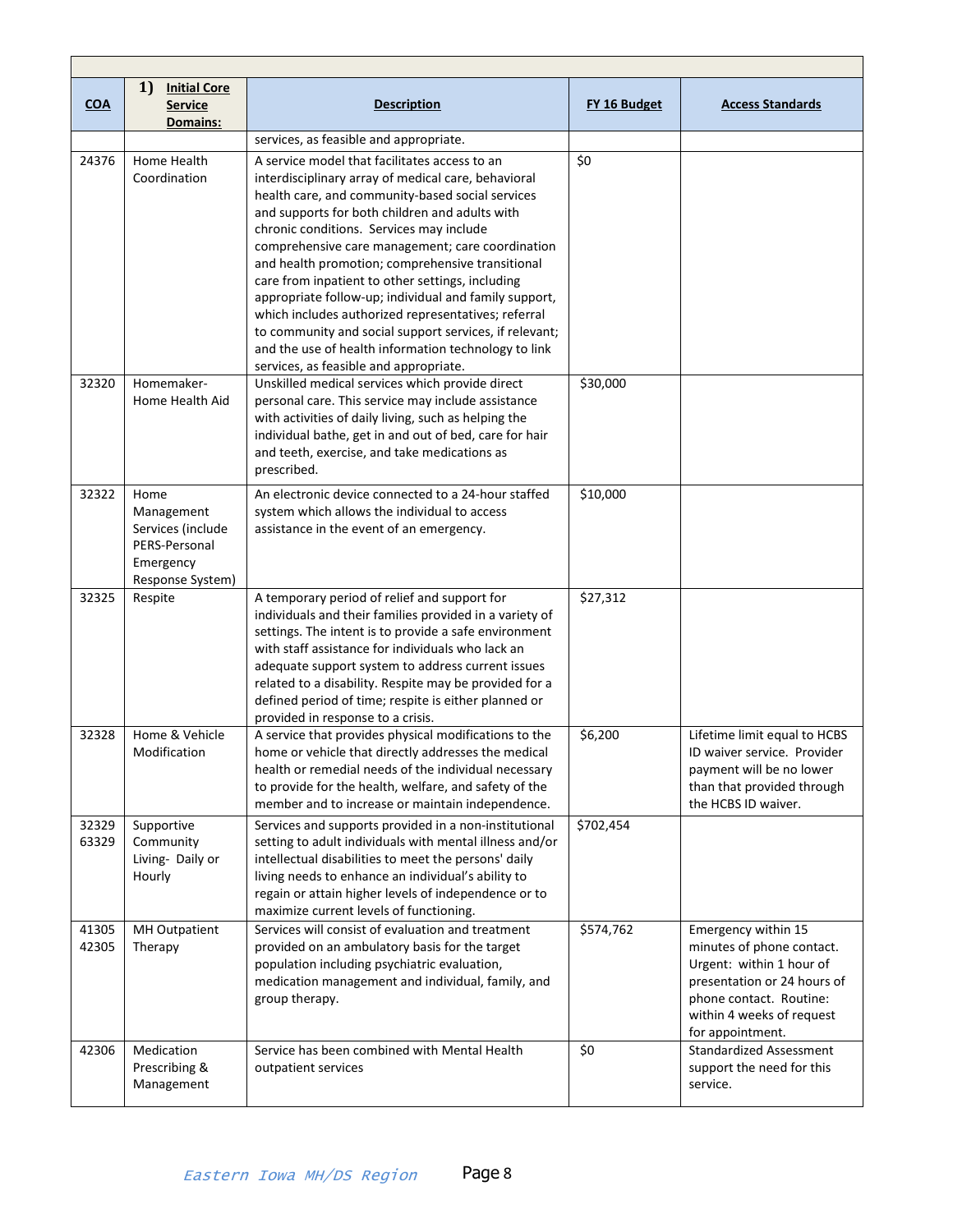| COA | 1) Initial Core Service Domains: | Description | FY 16 Budget | Access Standards |
|---|---|---|---|---|
| | | services, as feasible and appropriate. | | |
| 24376 | Home Health Coordination | A service model that facilitates access to an interdisciplinary array of medical care, behavioral health care, and community-based social services and supports for both children and adults with chronic conditions. Services may include comprehensive care management; care coordination and health promotion; comprehensive transitional care from inpatient to other settings, including appropriate follow-up; individual and family support, which includes authorized representatives; referral to community and social support services, if relevant; and the use of health information technology to link services, as feasible and appropriate. | $0 | |
| 32320 | Homemaker-Home Health Aid | Unskilled medical services which provide direct personal care. This service may include assistance with activities of daily living, such as helping the individual bathe, get in and out of bed, care for hair and teeth, exercise, and take medications as prescribed. | $30,000 | |
| 32322 | Home Management Services (include PERS-Personal Emergency Response System) | An electronic device connected to a 24-hour staffed system which allows the individual to access assistance in the event of an emergency. | $10,000 | |
| 32325 | Respite | A temporary period of relief and support for individuals and their families provided in a variety of settings. The intent is to provide a safe environment with staff assistance for individuals who lack an adequate support system to address current issues related to a disability. Respite may be provided for a defined period of time; respite is either planned or provided in response to a crisis. | $27,312 | |
| 32328 | Home & Vehicle Modification | A service that provides physical modifications to the home or vehicle that directly addresses the medical health or remedial needs of the individual necessary to provide for the health, welfare, and safety of the member and to increase or maintain independence. | $6,200 | Lifetime limit equal to HCBS ID waiver service. Provider payment will be no lower than that provided through the HCBS ID waiver. |
| 32329 63329 | Supportive Community Living- Daily or Hourly | Services and supports provided in a non-institutional setting to adult individuals with mental illness and/or intellectual disabilities to meet the persons' daily living needs to enhance an individual's ability to regain or attain higher levels of independence or to maximize current levels of functioning. | $702,454 | |
| 41305 42305 | MH Outpatient Therapy | Services will consist of evaluation and treatment provided on an ambulatory basis for the target population including psychiatric evaluation, medication management and individual, family, and group therapy. | $574,762 | Emergency within 15 minutes of phone contact. Urgent: within 1 hour of presentation or 24 hours of phone contact. Routine: within 4 weeks of request for appointment. |
| 42306 | Medication Prescribing & Management | Service has been combined with Mental Health outpatient services | $0 | Standardized Assessment support the need for this service. |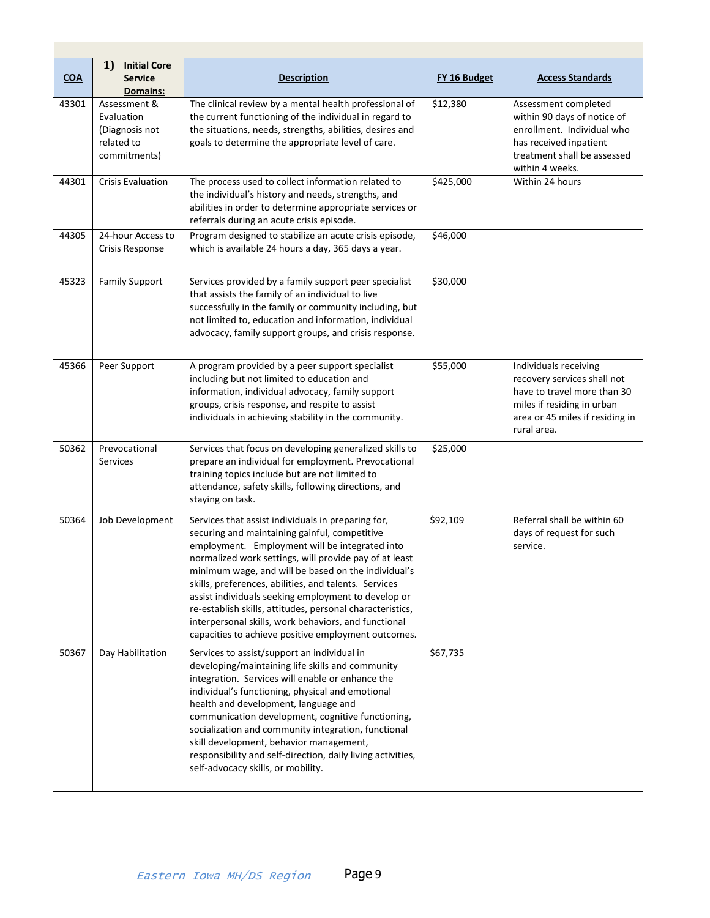| COA | 1) Initial Core Service Domains: | Description | FY 16 Budget | Access Standards |
|---|---|---|---|---|
| 43301 | Assessment & Evaluation (Diagnosis not related to commitments) | The clinical review by a mental health professional of the current functioning of the individual in regard to the situations, needs, strengths, abilities, desires and goals to determine the appropriate level of care. | $12,380 | Assessment completed within 90 days of notice of enrollment. Individual who has received inpatient treatment shall be assessed within 4 weeks. |
| 44301 | Crisis Evaluation | The process used to collect information related to the individual's history and needs, strengths, and abilities in order to determine appropriate services or referrals during an acute crisis episode. | $425,000 | Within 24 hours |
| 44305 | 24-hour Access to Crisis Response | Program designed to stabilize an acute crisis episode, which is available 24 hours a day, 365 days a year. | $46,000 | |
| 45323 | Family Support | Services provided by a family support peer specialist that assists the family of an individual to live successfully in the family or community including, but not limited to, education and information, individual advocacy, family support groups, and crisis response. | $30,000 | |
| 45366 | Peer Support | A program provided by a peer support specialist including but not limited to education and information, individual advocacy, family support groups, crisis response, and respite to assist individuals in achieving stability in the community. | $55,000 | Individuals receiving recovery services shall not have to travel more than 30 miles if residing in urban area or 45 miles if residing in rural area. |
| 50362 | Prevocational Services | Services that focus on developing generalized skills to prepare an individual for employment. Prevocational training topics include but are not limited to attendance, safety skills, following directions, and staying on task. | $25,000 | |
| 50364 | Job Development | Services that assist individuals in preparing for, securing and maintaining gainful, competitive employment. Employment will be integrated into normalized work settings, will provide pay of at least minimum wage, and will be based on the individual's skills, preferences, abilities, and talents. Services assist individuals seeking employment to develop or re-establish skills, attitudes, personal characteristics, interpersonal skills, work behaviors, and functional capacities to achieve positive employment outcomes. | $92,109 | Referral shall be within 60 days of request for such service. |
| 50367 | Day Habilitation | Services to assist/support an individual in developing/maintaining life skills and community integration. Services will enable or enhance the individual's functioning, physical and emotional health and development, language and communication development, cognitive functioning, socialization and community integration, functional skill development, behavior management, responsibility and self-direction, daily living activities, self-advocacy skills, or mobility. | $67,735 | |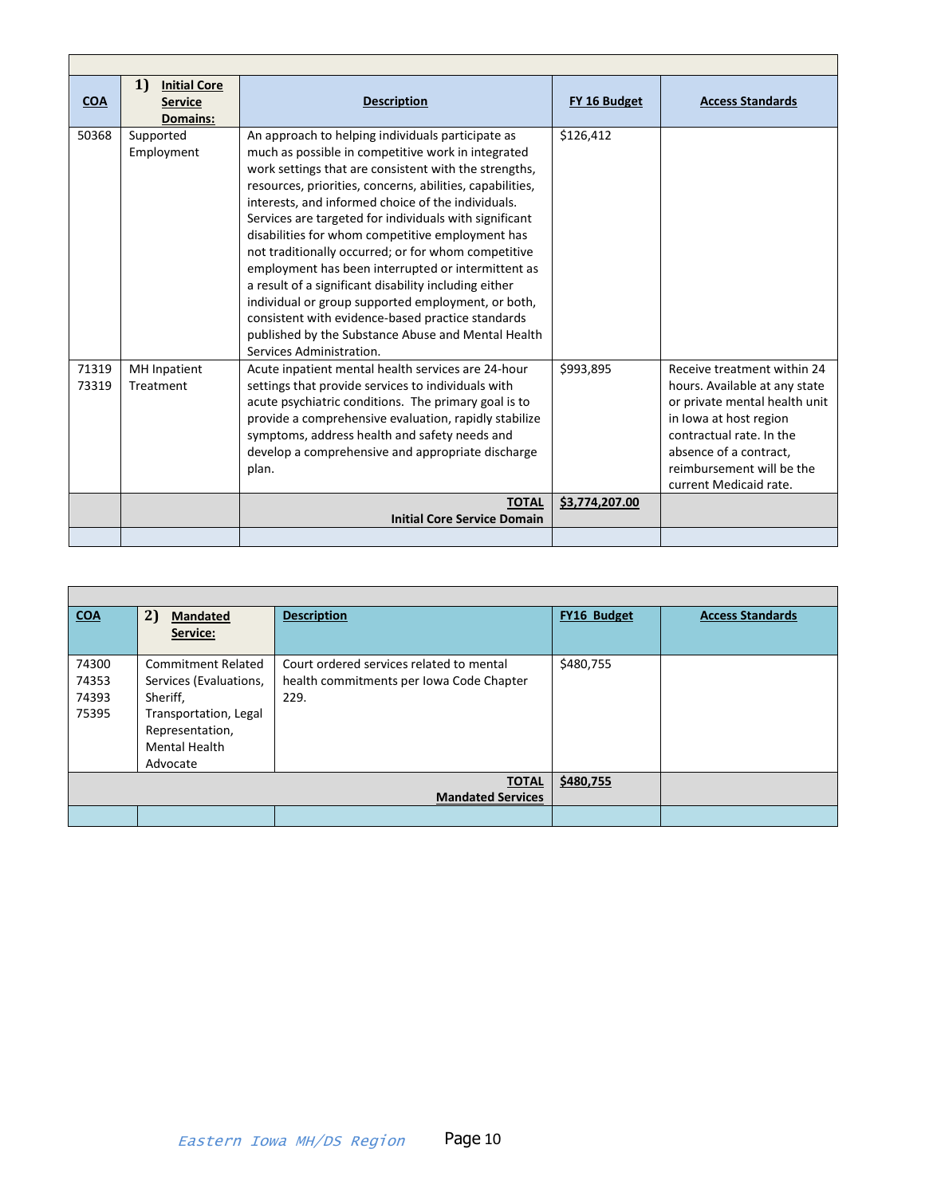| COA | 1) Initial Core Service Domains: | Description | FY 16 Budget | Access Standards |
|---|---|---|---|---|
| 50368 | Supported Employment | An approach to helping individuals participate as much as possible in competitive work in integrated work settings that are consistent with the strengths, resources, priorities, concerns, abilities, capabilities, interests, and informed choice of the individuals. Services are targeted for individuals with significant disabilities for whom competitive employment has not traditionally occurred; or for whom competitive employment has been interrupted or intermittent as a result of a significant disability including either individual or group supported employment, or both, consistent with evidence-based practice standards published by the Substance Abuse and Mental Health Services Administration. | $126,412 | |
| 71319<br>73319 | MH Inpatient Treatment | Acute inpatient mental health services are 24-hour settings that provide services to individuals with acute psychiatric conditions. The primary goal is to provide a comprehensive evaluation, rapidly stabilize symptoms, address health and safety needs and develop a comprehensive and appropriate discharge plan. | $993,895 | Receive treatment within 24 hours. Available at any state or private mental health unit in Iowa at host region contractual rate. In the absence of a contract, reimbursement will be the current Medicaid rate. |
| | | **TOTAL Initial Core Service Domain** | **$3,774,207.00** | |

| COA | 2) Mandated Service: | Description | FY16 Budget | Access Standards |
|---|---|---|---|---|
| 74300<br>74353<br>74393<br>75395 | Commitment Related Services (Evaluations, Sheriff, Transportation, Legal Representation, Mental Health Advocate | Court ordered services related to mental health commitments per Iowa Code Chapter 229. | $480,755 | |
| | | **TOTAL Mandated Services** | **$480,755** | |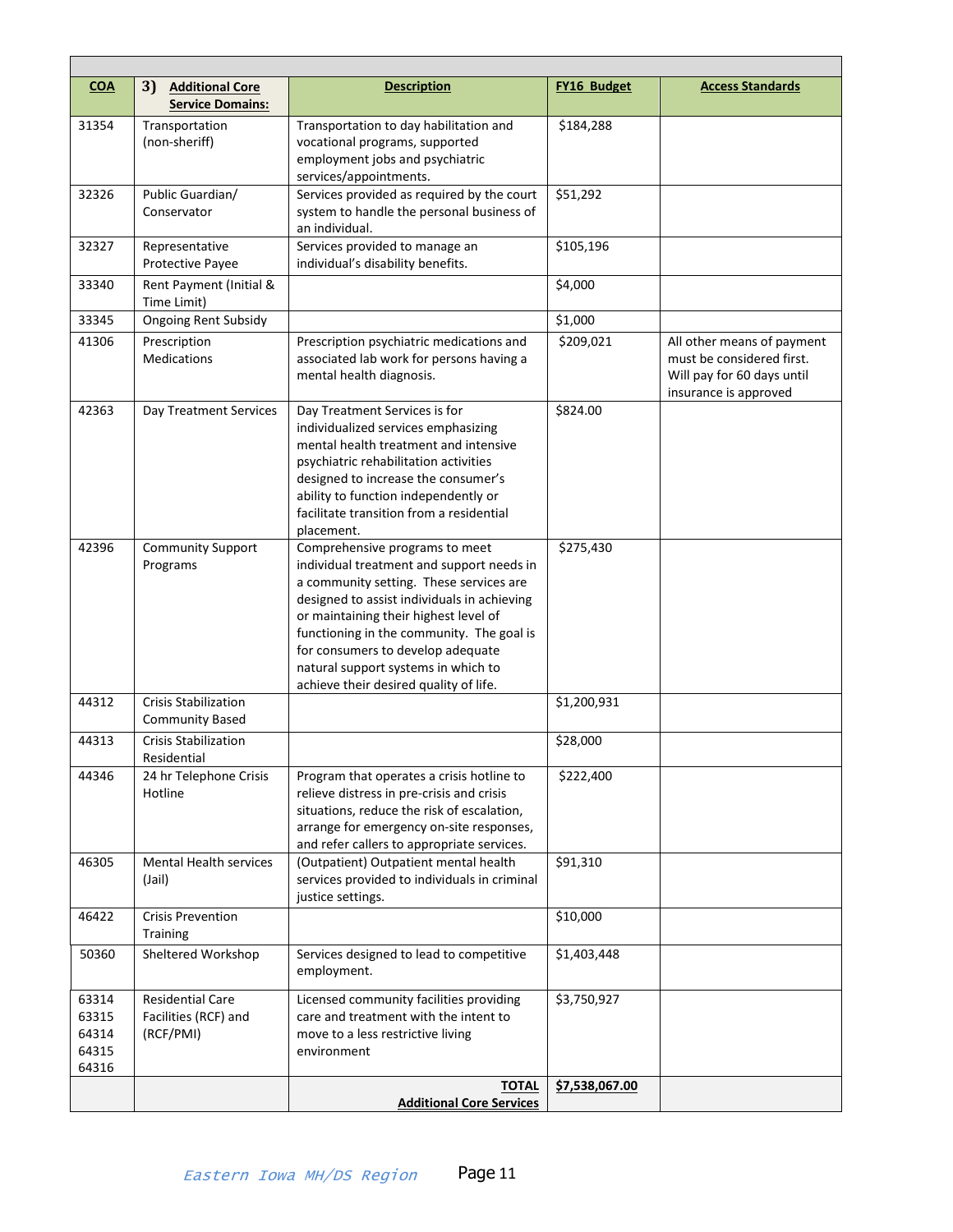| COA | 3) Additional Core Service Domains: | Description | FY16 Budget | Access Standards |
|---|---|---|---|---|
| 31354 | Transportation (non-sheriff) | Transportation to day habilitation and vocational programs, supported employment jobs and psychiatric services/appointments. | $184,288 | |
| 32326 | Public Guardian/ Conservator | Services provided as required by the court system to handle the personal business of an individual. | $51,292 | |
| 32327 | Representative Protective Payee | Services provided to manage an individual's disability benefits. | $105,196 | |
| 33340 | Rent Payment (Initial & Time Limit) | | $4,000 | |
| 33345 | Ongoing Rent Subsidy | | $1,000 | |
| 41306 | Prescription Medications | Prescription psychiatric medications and associated lab work for persons having a mental health diagnosis. | $209,021 | All other means of payment must be considered first. Will pay for 60 days until insurance is approved |
| 42363 | Day Treatment Services | Day Treatment Services is for individualized services emphasizing mental health treatment and intensive psychiatric rehabilitation activities designed to increase the consumer's ability to function independently or facilitate transition from a residential placement. | $824.00 | |
| 42396 | Community Support Programs | Comprehensive programs to meet individual treatment and support needs in a community setting. These services are designed to assist individuals in achieving or maintaining their highest level of functioning in the community. The goal is for consumers to develop adequate natural support systems in which to achieve their desired quality of life. | $275,430 | |
| 44312 | Crisis Stabilization Community Based | | $1,200,931 | |
| 44313 | Crisis Stabilization Residential | | $28,000 | |
| 44346 | 24 hr Telephone Crisis Hotline | Program that operates a crisis hotline to relieve distress in pre-crisis and crisis situations, reduce the risk of escalation, arrange for emergency on-site responses, and refer callers to appropriate services. | $222,400 | |
| 46305 | Mental Health services (Jail) | (Outpatient) Outpatient mental health services provided to individuals in criminal justice settings. | $91,310 | |
| 46422 | Crisis Prevention Training | | $10,000 | |
| 50360 | Sheltered Workshop | Services designed to lead to competitive employment. | $1,403,448 | |
| 63314 63315 64314 64315 64316 | Residential Care Facilities (RCF) and (RCF/PMI) | Licensed community facilities providing care and treatment with the intent to move to a less restrictive living environment | $3,750,927 | |
| | | **TOTAL Additional Core Services** | **$7,538,067.00** | |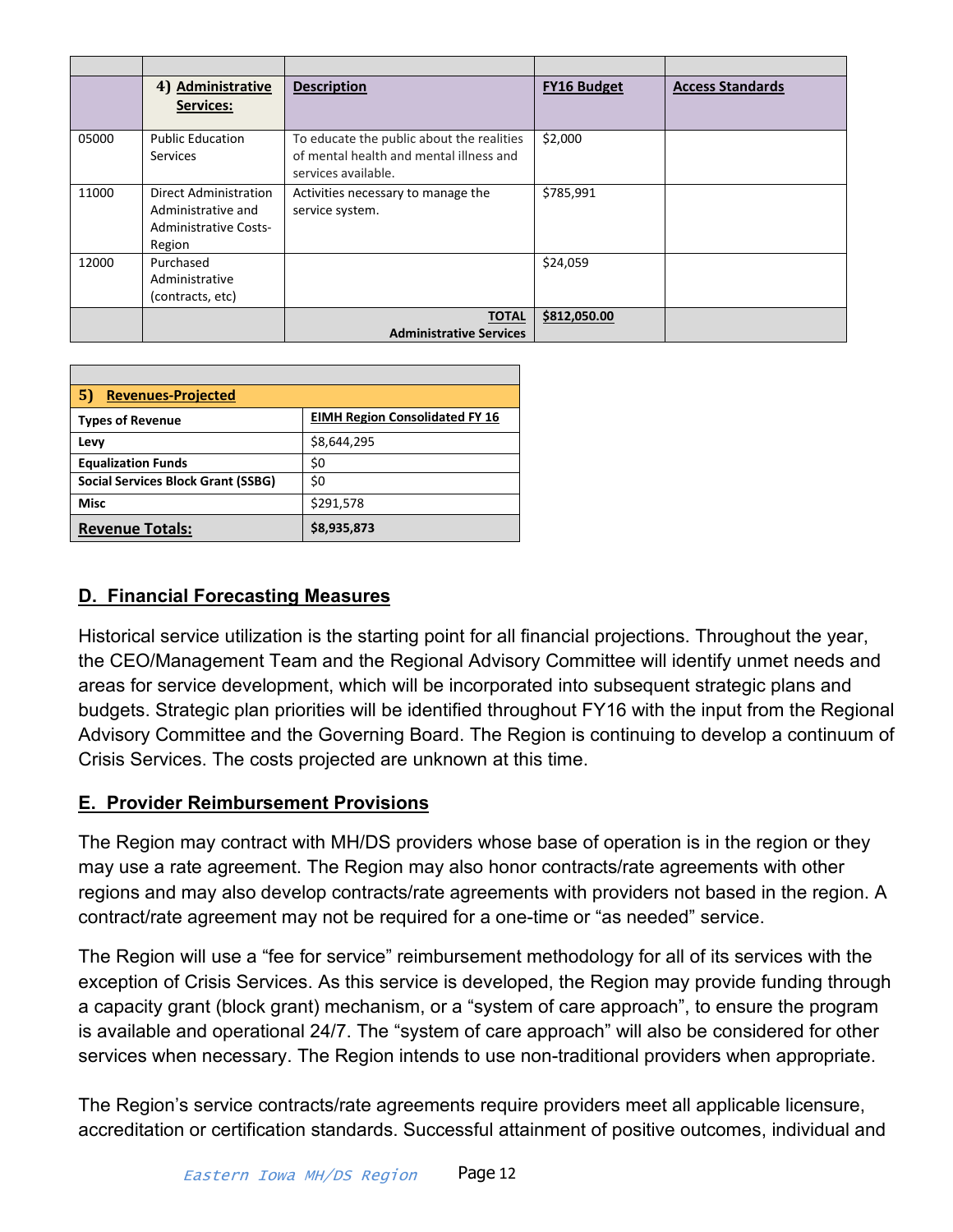| | 4) Administrative Services: | Description | FY16 Budget | Access Standards |
|---|---|---|---|---|
| 05000 | Public Education Services | To educate the public about the realities of mental health and mental illness and services available. | $2,000 | |
| 11000 | Direct Administration Administrative and Administrative Costs-Region | Activities necessary to manage the service system. | $785,991 | |
| 12000 | Purchased Administrative (contracts, etc) | | $24,059 | |
| | | **TOTAL Administrative Services** | **$812,050.00** | |

| 5) Revenues-Projected | |
|---|---|
| **Types of Revenue** | **EIMH Region Consolidated FY 16** |
| **Levy** | $8,644,295 |
| **Equalization Funds** | $0 |
| **Social Services Block Grant (SSBG)** | $0 |
| **Misc** | $291,578 |
| **Revenue Totals:** | **$8,935,873** |

## D. Financial Forecasting Measures

Historical service utilization is the starting point for all financial projections. Throughout the year, the CEO/Management Team and the Regional Advisory Committee will identify unmet needs and areas for service development, which will be incorporated into subsequent strategic plans and budgets. Strategic plan priorities will be identified throughout FY16 with the input from the Regional Advisory Committee and the Governing Board. The Region is continuing to develop a continuum of Crisis Services. The costs projected are unknown at this time.

## E. Provider Reimbursement Provisions

The Region may contract with MH/DS providers whose base of operation is in the region or they may use a rate agreement. The Region may also honor contracts/rate agreements with other regions and may also develop contracts/rate agreements with providers not based in the region. A contract/rate agreement may not be required for a one-time or "as needed" service.

The Region will use a "fee for service" reimbursement methodology for all of its services with the exception of Crisis Services. As this service is developed, the Region may provide funding through a capacity grant (block grant) mechanism, or a "system of care approach", to ensure the program is available and operational 24/7. The "system of care approach" will also be considered for other services when necessary. The Region intends to use non-traditional providers when appropriate.

The Region's service contracts/rate agreements require providers meet all applicable licensure, accreditation or certification standards. Successful attainment of positive outcomes, individual and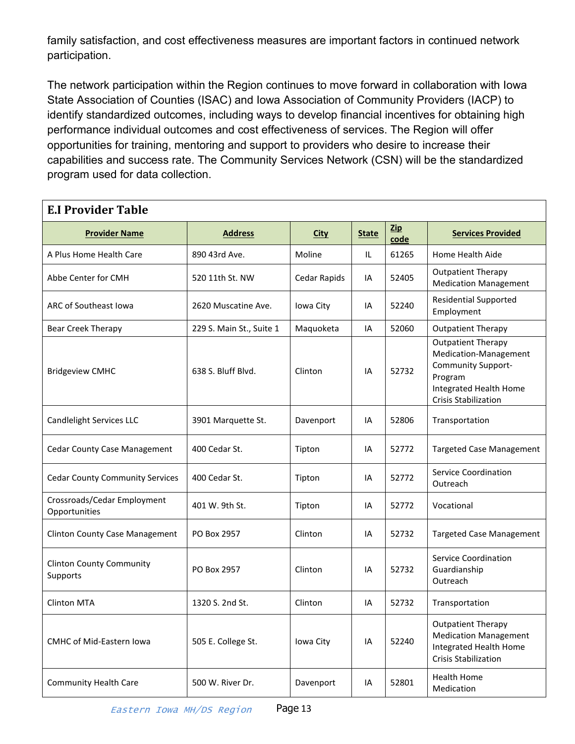family satisfaction, and cost effectiveness measures are important factors in continued network participation.

The network participation within the Region continues to move forward in collaboration with Iowa State Association of Counties (ISAC) and Iowa Association of Community Providers (IACP) to identify standardized outcomes, including ways to develop financial incentives for obtaining high performance individual outcomes and cost effectiveness of services. The Region will offer opportunities for training, mentoring and support to providers who desire to increase their capabilities and success rate. The Community Services Network (CSN) will be the standardized program used for data collection.

**E.I Provider Table**

| Provider Name | Address | City | State | Zip code | Services Provided |
|---|---|---|---|---|---|
| A Plus Home Health Care | 890 43rd Ave. | Moline | IL | 61265 | Home Health Aide |
| Abbe Center for CMH | 520 11th St. NW | Cedar Rapids | IA | 52405 | Outpatient Therapy<br>Medication Management |
| ARC of Southeast Iowa | 2620 Muscatine Ave. | Iowa City | IA | 52240 | Residential Supported Employment |
| Bear Creek Therapy | 229 S. Main St., Suite 1 | Maquoketa | IA | 52060 | Outpatient Therapy |
| Bridgeview CMHC | 638 S. Bluff Blvd. | Clinton | IA | 52732 | Outpatient Therapy<br>Medication-Management<br>Community Support-Program<br>Integrated Health Home<br>Crisis Stabilization |
| Candlelight Services LLC | 3901 Marquette St. | Davenport | IA | 52806 | Transportation |
| Cedar County Case Management | 400 Cedar St. | Tipton | IA | 52772 | Targeted Case Management |
| Cedar County Community Services | 400 Cedar St. | Tipton | IA | 52772 | Service Coordination<br>Outreach |
| Crossroads/Cedar Employment Opportunities | 401 W. 9th St. | Tipton | IA | 52772 | Vocational |
| Clinton County Case Management | PO Box 2957 | Clinton | IA | 52732 | Targeted Case Management |
| Clinton County Community Supports | PO Box 2957 | Clinton | IA | 52732 | Service Coordination<br>Guardianship<br>Outreach |
| Clinton MTA | 1320 S. 2nd St. | Clinton | IA | 52732 | Transportation |
| CMHC of Mid-Eastern Iowa | 505 E. College St. | Iowa City | IA | 52240 | Outpatient Therapy<br>Medication Management<br>Integrated Health Home<br>Crisis Stabilization |
| Community Health Care | 500 W. River Dr. | Davenport | IA | 52801 | Health Home<br>Medication |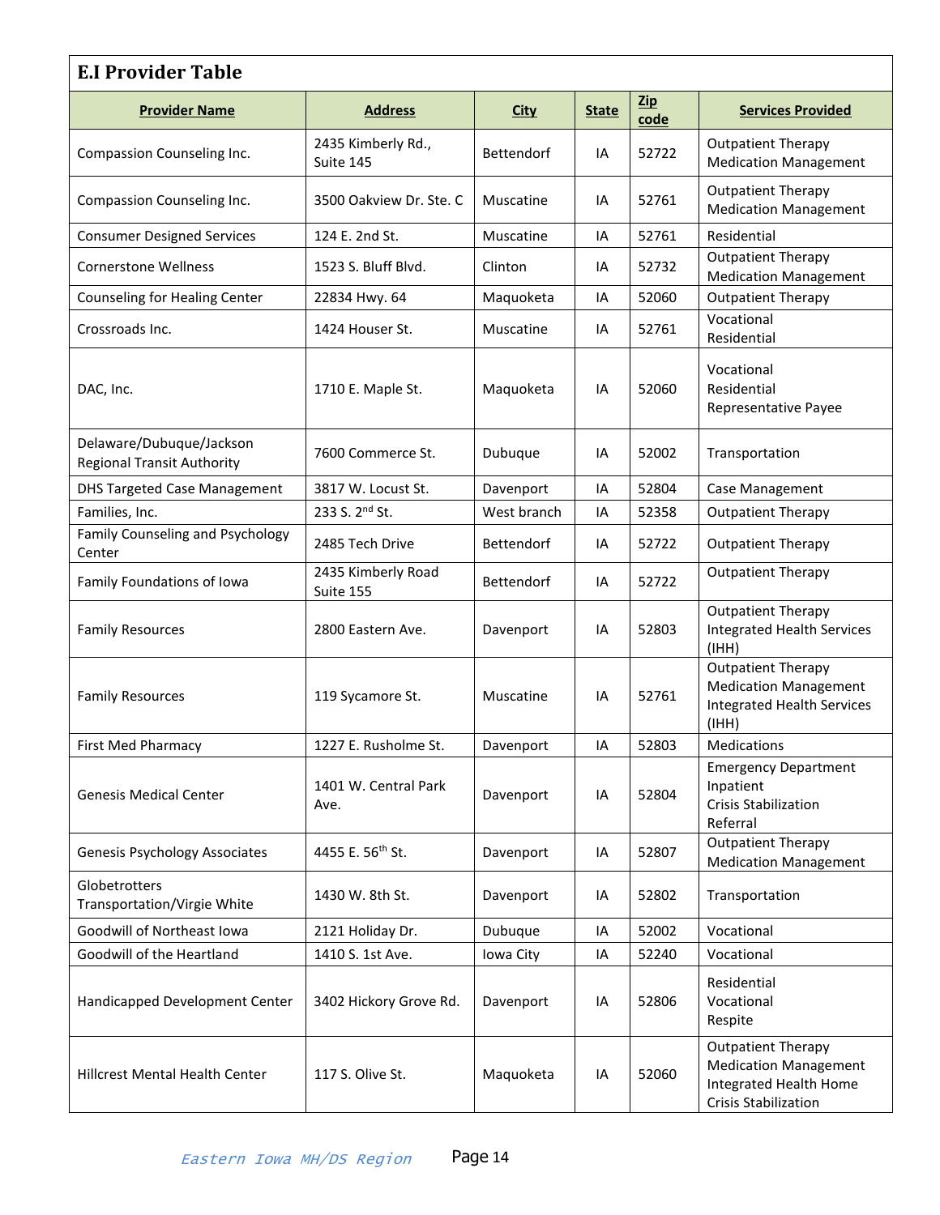## E.I Provider Table

| Provider Name | Address | City | State | Zip code | Services Provided |
|---|---|---|---|---|---|
| Compassion Counseling Inc. | 2435 Kimberly Rd., Suite 145 | Bettendorf | IA | 52722 | Outpatient Therapy<br>Medication Management |
| Compassion Counseling Inc. | 3500 Oakview Dr. Ste. C | Muscatine | IA | 52761 | Outpatient Therapy<br>Medication Management |
| Consumer Designed Services | 124 E. 2nd St. | Muscatine | IA | 52761 | Residential |
| Cornerstone Wellness | 1523 S. Bluff Blvd. | Clinton | IA | 52732 | Outpatient Therapy<br>Medication Management |
| Counseling for Healing Center | 22834 Hwy. 64 | Maquoketa | IA | 52060 | Outpatient Therapy |
| Crossroads Inc. | 1424 Houser St. | Muscatine | IA | 52761 | Vocational<br>Residential |
| DAC, Inc. | 1710 E. Maple St. | Maquoketa | IA | 52060 | Vocational<br>Residential<br>Representative Payee |
| Delaware/Dubuque/Jackson Regional Transit Authority | 7600 Commerce St. | Dubuque | IA | 52002 | Transportation |
| DHS Targeted Case Management | 3817 W. Locust St. | Davenport | IA | 52804 | Case Management |
| Families, Inc. | 233 S. 2nd St. | West branch | IA | 52358 | Outpatient Therapy |
| Family Counseling and Psychology Center | 2485 Tech Drive | Bettendorf | IA | 52722 | Outpatient Therapy |
| Family Foundations of Iowa | 2435 Kimberly Road Suite 155 | Bettendorf | IA | 52722 | Outpatient Therapy |
| Family Resources | 2800 Eastern Ave. | Davenport | IA | 52803 | Outpatient Therapy<br>Integrated Health Services (IHH) |
| Family Resources | 119 Sycamore St. | Muscatine | IA | 52761 | Outpatient Therapy<br>Medication Management<br>Integrated Health Services (IHH) |
| First Med Pharmacy | 1227 E. Rusholme St. | Davenport | IA | 52803 | Medications |
| Genesis Medical Center | 1401 W. Central Park Ave. | Davenport | IA | 52804 | Emergency Department<br>Inpatient<br>Crisis Stabilization<br>Referral |
| Genesis Psychology Associates | 4455 E. 56th St. | Davenport | IA | 52807 | Outpatient Therapy<br>Medication Management |
| Globetrotters Transportation/Virgie White | 1430 W. 8th St. | Davenport | IA | 52802 | Transportation |
| Goodwill of Northeast Iowa | 2121 Holiday Dr. | Dubuque | IA | 52002 | Vocational |
| Goodwill of the Heartland | 1410 S. 1st Ave. | Iowa City | IA | 52240 | Vocational |
| Handicapped Development Center | 3402 Hickory Grove Rd. | Davenport | IA | 52806 | Residential<br>Vocational<br>Respite |
| Hillcrest Mental Health Center | 117 S. Olive St. | Maquoketa | IA | 52060 | Outpatient Therapy<br>Medication Management<br>Integrated Health Home<br>Crisis Stabilization |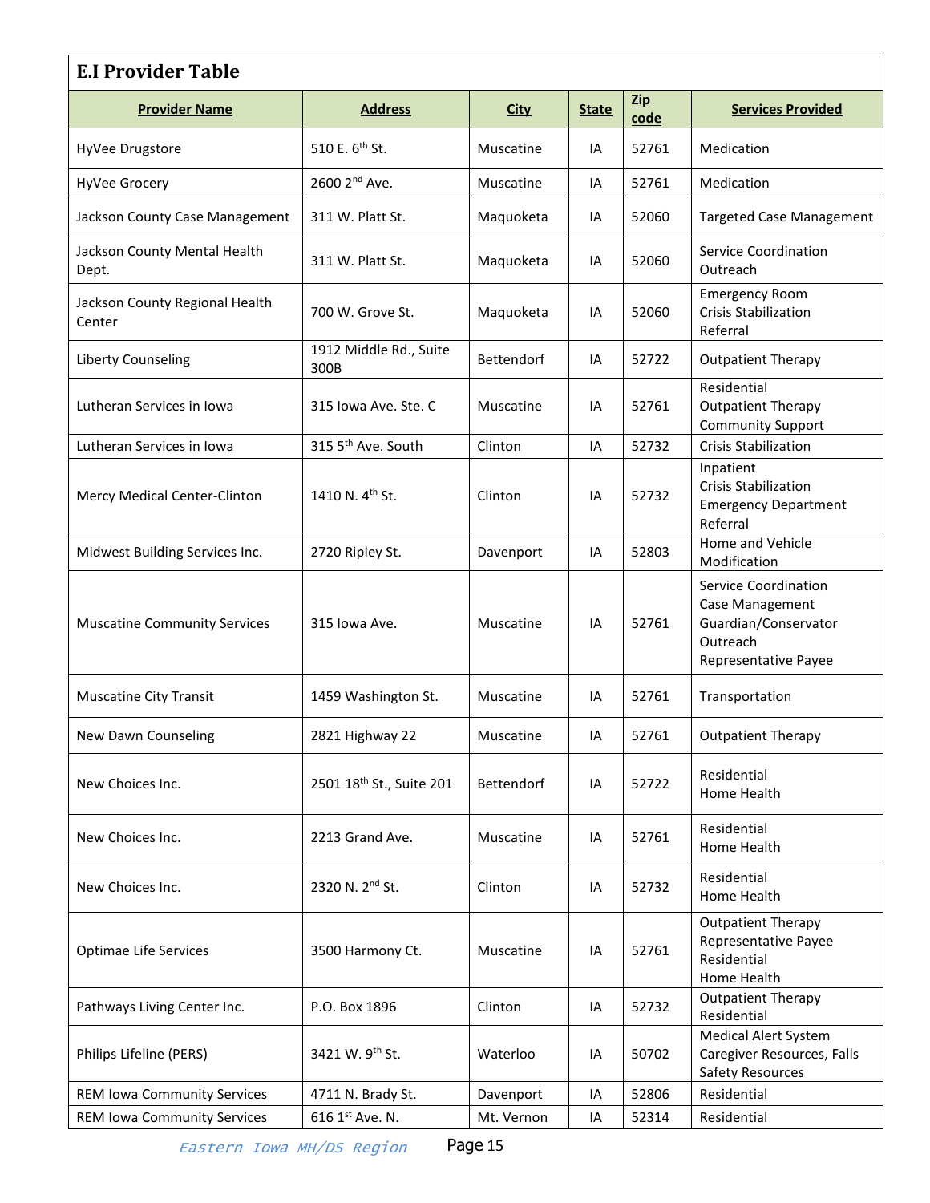## E.I Provider Table

| Provider Name | Address | City | State | Zip code | Services Provided |
|---|---|---|---|---|---|
| HyVee Drugstore | 510 E. 6th St. | Muscatine | IA | 52761 | Medication |
| HyVee Grocery | 2600 2nd Ave. | Muscatine | IA | 52761 | Medication |
| Jackson County Case Management | 311 W. Platt St. | Maquoketa | IA | 52060 | Targeted Case Management |
| Jackson County Mental Health Dept. | 311 W. Platt St. | Maquoketa | IA | 52060 | Service Coordination<br>Outreach |
| Jackson County Regional Health Center | 700 W. Grove St. | Maquoketa | IA | 52060 | Emergency Room<br>Crisis Stabilization<br>Referral |
| Liberty Counseling | 1912 Middle Rd., Suite 300B | Bettendorf | IA | 52722 | Outpatient Therapy |
| Lutheran Services in Iowa | 315 Iowa Ave. Ste. C | Muscatine | IA | 52761 | Residential<br>Outpatient Therapy<br>Community Support |
| Lutheran Services in Iowa | 315 5th Ave. South | Clinton | IA | 52732 | Crisis Stabilization |
| Mercy Medical Center-Clinton | 1410 N. 4th St. | Clinton | IA | 52732 | Inpatient<br>Crisis Stabilization<br>Emergency Department<br>Referral |
| Midwest Building Services Inc. | 2720 Ripley St. | Davenport | IA | 52803 | Home and Vehicle Modification |
| Muscatine Community Services | 315 Iowa Ave. | Muscatine | IA | 52761 | Service Coordination<br>Case Management<br>Guardian/Conservator<br>Outreach<br>Representative Payee |
| Muscatine City Transit | 1459 Washington St. | Muscatine | IA | 52761 | Transportation |
| New Dawn Counseling | 2821 Highway 22 | Muscatine | IA | 52761 | Outpatient Therapy |
| New Choices Inc. | 2501 18th St., Suite 201 | Bettendorf | IA | 52722 | Residential<br>Home Health |
| New Choices Inc. | 2213 Grand Ave. | Muscatine | IA | 52761 | Residential<br>Home Health |
| New Choices Inc. | 2320 N. 2nd St. | Clinton | IA | 52732 | Residential<br>Home Health |
| Optimae Life Services | 3500 Harmony Ct. | Muscatine | IA | 52761 | Outpatient Therapy<br>Representative Payee<br>Residential<br>Home Health |
| Pathways Living Center Inc. | P.O. Box 1896 | Clinton | IA | 52732 | Outpatient Therapy<br>Residential |
| Philips Lifeline (PERS) | 3421 W. 9th St. | Waterloo | IA | 50702 | Medical Alert System<br>Caregiver Resources, Falls Safety Resources |
| REM Iowa Community Services | 4711 N. Brady St. | Davenport | IA | 52806 | Residential |
| REM Iowa Community Services | 616 1st Ave. N. | Mt. Vernon | IA | 52314 | Residential |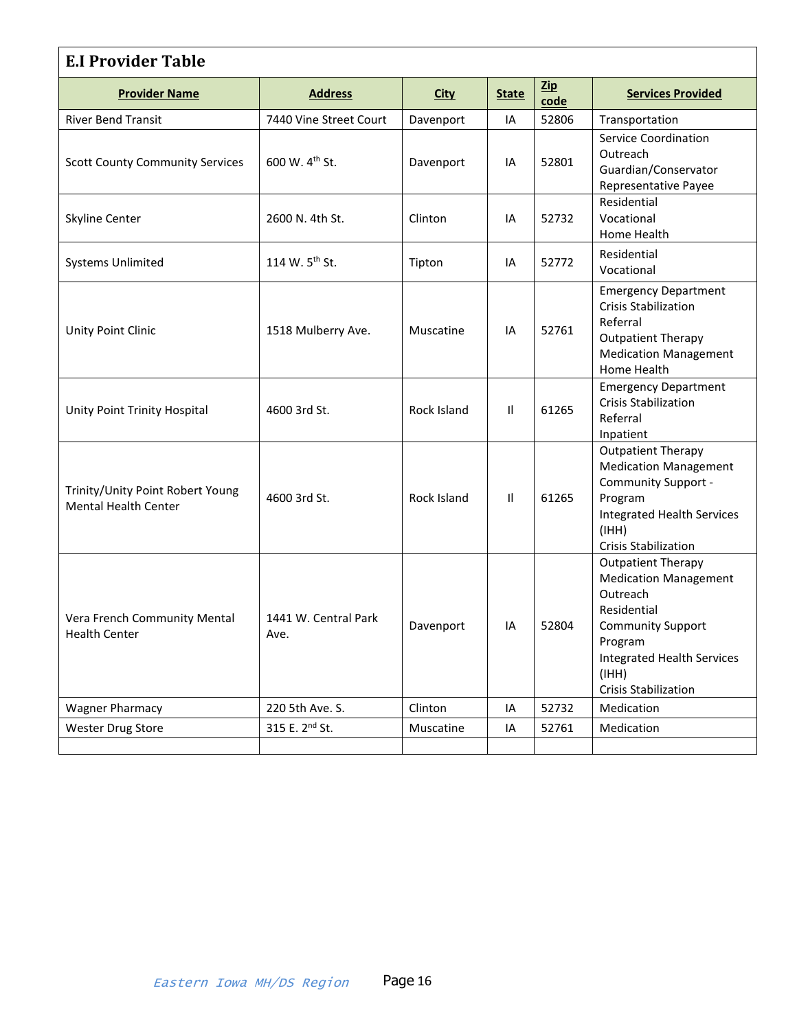## E.I Provider Table

| Provider Name | Address | City | State | Zip code | Services Provided |
|---|---|---|---|---|---|
| River Bend Transit | 7440 Vine Street Court | Davenport | IA | 52806 | Transportation |
| Scott County Community Services | 600 W. 4th St. | Davenport | IA | 52801 | Service Coordination<br>Outreach<br>Guardian/Conservator<br>Representative Payee |
| Skyline Center | 2600 N. 4th St. | Clinton | IA | 52732 | Residential<br>Vocational<br>Home Health |
| Systems Unlimited | 114 W. 5th St. | Tipton | IA | 52772 | Residential<br>Vocational |
| Unity Point Clinic | 1518 Mulberry Ave. | Muscatine | IA | 52761 | Emergency Department<br>Crisis Stabilization<br>Referral<br>Outpatient Therapy<br>Medication Management<br>Home Health |
| Unity Point Trinity Hospital | 4600 3rd St. | Rock Island | Il | 61265 | Emergency Department<br>Crisis Stabilization<br>Referral<br>Inpatient |
| Trinity/Unity Point Robert Young Mental Health Center | 4600 3rd St. | Rock Island | Il | 61265 | Outpatient Therapy<br>Medication Management<br>Community Support - Program<br>Integrated Health Services (IHH)<br>Crisis Stabilization |
| Vera French Community Mental Health Center | 1441 W. Central Park Ave. | Davenport | IA | 52804 | Outpatient Therapy<br>Medication Management<br>Outreach<br>Residential<br>Community Support Program<br>Integrated Health Services (IHH)<br>Crisis Stabilization |
| Wagner Pharmacy | 220 5th Ave. S. | Clinton | IA | 52732 | Medication |
| Wester Drug Store | 315 E. 2nd St. | Muscatine | IA | 52761 | Medication |
| | | | | | |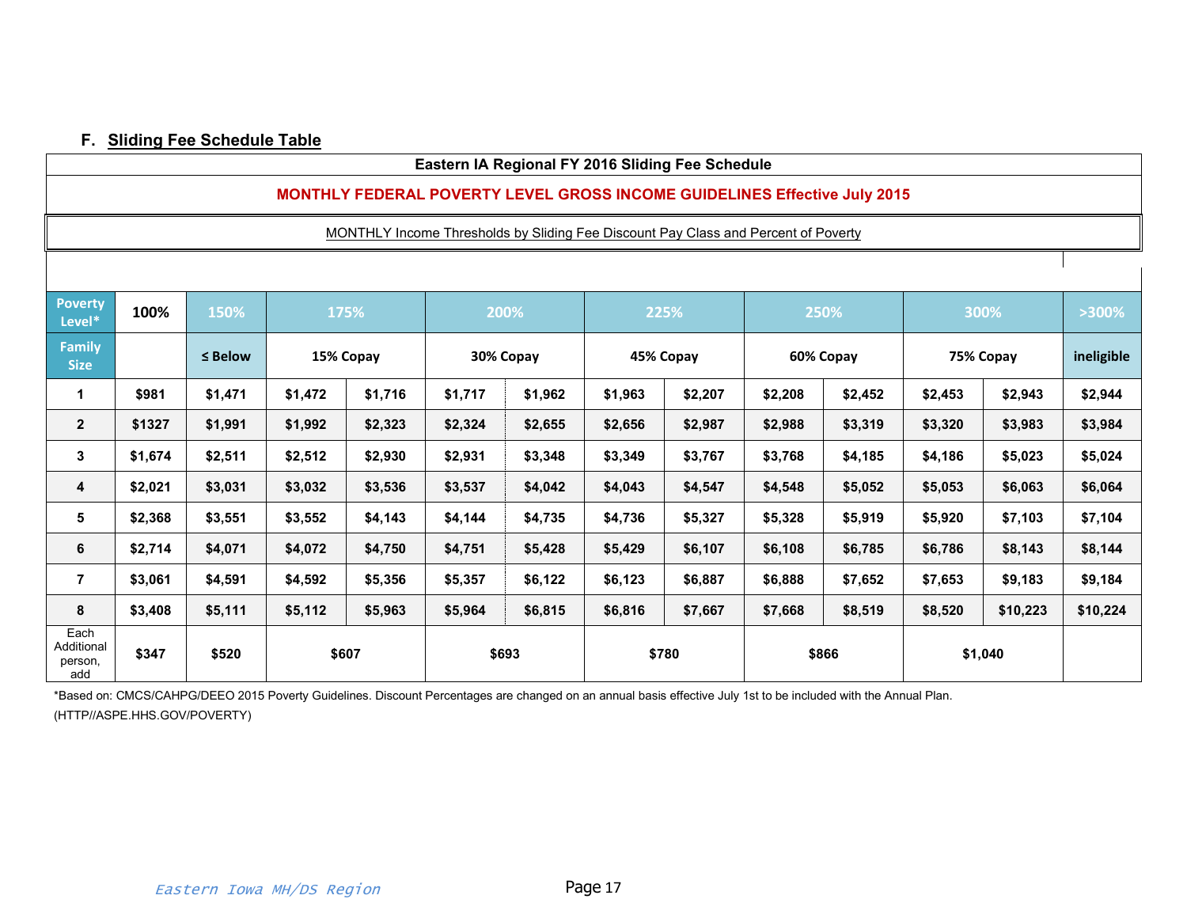### F. Sliding Fee Schedule Table

**Eastern IA Regional FY 2016 Sliding Fee Schedule**

**MONTHLY FEDERAL POVERTY LEVEL GROSS INCOME GUIDELINES Effective July 2015**

MONTHLY Income Thresholds by Sliding Fee Discount Pay Class and Percent of Poverty

| Poverty Level* | 100% | 150% | 175% | | 200% | | 225% | | 250% | | 300% | | >300% |
|---|---|---|---|---|---|---|---|---|---|---|---|---|---|
| Family Size | | ≤ Below | 15% Copay | | 30% Copay | | 45% Copay | | 60% Copay | | 75% Copay | | ineligible |
| 1 | $981 | $1,471 | $1,472 | $1,716 | $1,717 | $1,962 | $1,963 | $2,207 | $2,208 | $2,452 | $2,453 | $2,943 | $2,944 |
| 2 | $1327 | $1,991 | $1,992 | $2,323 | $2,324 | $2,655 | $2,656 | $2,987 | $2,988 | $3,319 | $3,320 | $3,983 | $3,984 |
| 3 | $1,674 | $2,511 | $2,512 | $2,930 | $2,931 | $3,348 | $3,349 | $3,767 | $3,768 | $4,185 | $4,186 | $5,023 | $5,024 |
| 4 | $2,021 | $3,031 | $3,032 | $3,536 | $3,537 | $4,042 | $4,043 | $4,547 | $4,548 | $5,052 | $5,053 | $6,063 | $6,064 |
| 5 | $2,368 | $3,551 | $3,552 | $4,143 | $4,144 | $4,735 | $4,736 | $5,327 | $5,328 | $5,919 | $5,920 | $7,103 | $7,104 |
| 6 | $2,714 | $4,071 | $4,072 | $4,750 | $4,751 | $5,428 | $5,429 | $6,107 | $6,108 | $6,785 | $6,786 | $8,143 | $8,144 |
| 7 | $3,061 | $4,591 | $4,592 | $5,356 | $5,357 | $6,122 | $6,123 | $6,887 | $6,888 | $7,652 | $7,653 | $9,183 | $9,184 |
| 8 | $3,408 | $5,111 | $5,112 | $5,963 | $5,964 | $6,815 | $6,816 | $7,667 | $7,668 | $8,519 | $8,520 | $10,223 | $10,224 |
| Each Additional person, add | $347 | $520 | $607 | | $693 | | $780 | | $866 | | $1,040 | | |

*Based on: CMCS/CAHPG/DEEO 2015 Poverty Guidelines. Discount Percentages are changed on an annual basis effective July 1st to be included with the Annual Plan. (HTTP//ASPE.HHS.GOV/POVERTY)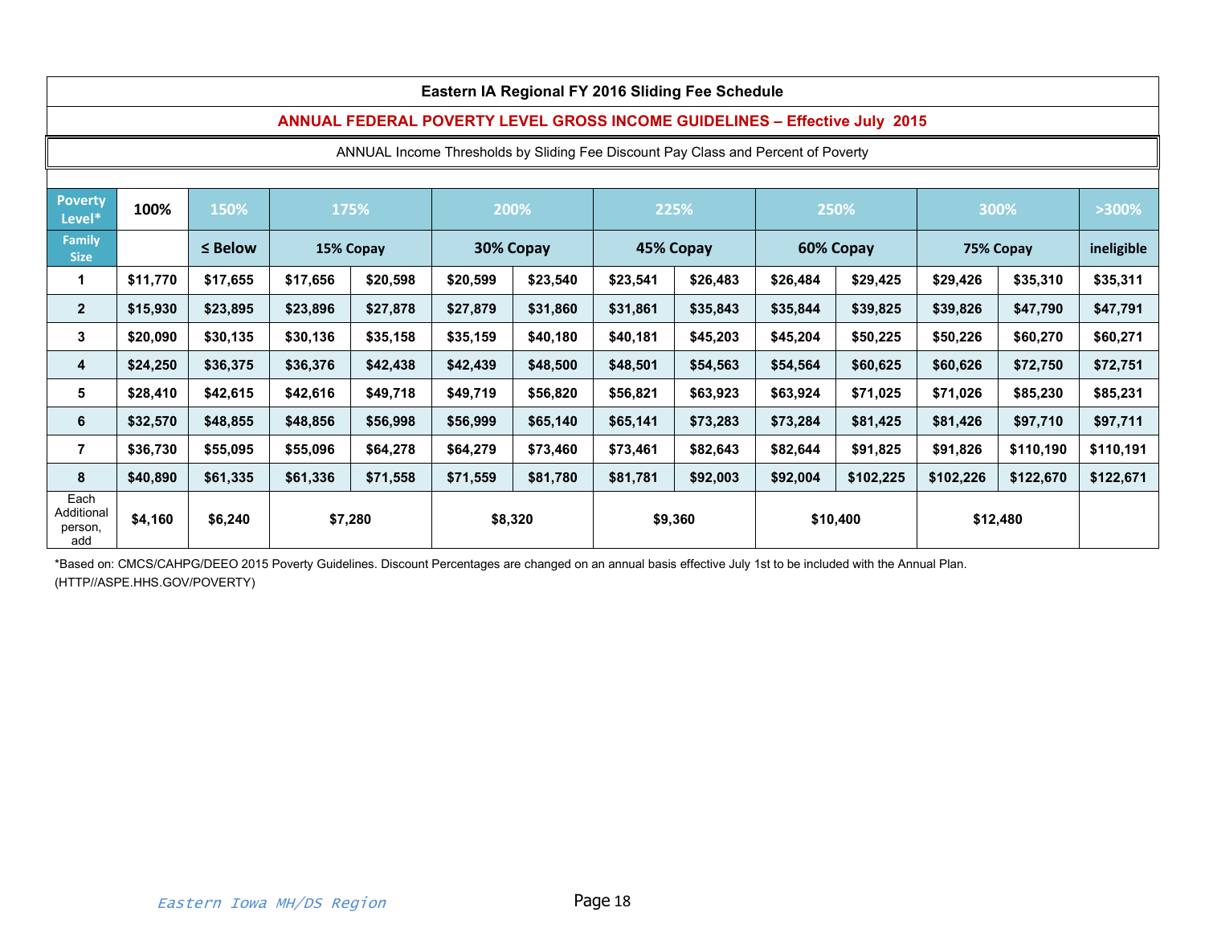**Eastern IA Regional FY 2016 Sliding Fee Schedule**

**ANNUAL FEDERAL POVERTY LEVEL GROSS INCOME GUIDELINES – Effective July 2015**

ANNUAL Income Thresholds by Sliding Fee Discount Pay Class and Percent of Poverty

| Poverty Level* | 100% | 150% | 175% | | 200% | | 225% | | 250% | | 300% | | >300% |
|---|---|---|---|---|---|---|---|---|---|---|---|---|---|
| Family Size | | ≤ Below | 15% Copay | | 30% Copay | | 45% Copay | | 60% Copay | | 75% Copay | | ineligible |
| 1 | $11,770 | $17,655 | $17,656 | $20,598 | $20,599 | $23,540 | $23,541 | $26,483 | $26,484 | $29,425 | $29,426 | $35,310 | $35,311 |
| 2 | $15,930 | $23,895 | $23,896 | $27,878 | $27,879 | $31,860 | $31,861 | $35,843 | $35,844 | $39,825 | $39,826 | $47,790 | $47,791 |
| 3 | $20,090 | $30,135 | $30,136 | $35,158 | $35,159 | $40,180 | $40,181 | $45,203 | $45,204 | $50,225 | $50,226 | $60,270 | $60,271 |
| 4 | $24,250 | $36,375 | $36,376 | $42,438 | $42,439 | $48,500 | $48,501 | $54,563 | $54,564 | $60,625 | $60,626 | $72,750 | $72,751 |
| 5 | $28,410 | $42,615 | $42,616 | $49,718 | $49,719 | $56,820 | $56,821 | $63,923 | $63,924 | $71,025 | $71,026 | $85,230 | $85,231 |
| 6 | $32,570 | $48,855 | $48,856 | $56,998 | $56,999 | $65,140 | $65,141 | $73,283 | $73,284 | $81,425 | $81,426 | $97,710 | $97,711 |
| 7 | $36,730 | $55,095 | $55,096 | $64,278 | $64,279 | $73,460 | $73,461 | $82,643 | $82,644 | $91,825 | $91,826 | $110,190 | $110,191 |
| 8 | $40,890 | $61,335 | $61,336 | $71,558 | $71,559 | $81,780 | $81,781 | $92,003 | $92,004 | $102,225 | $102,226 | $122,670 | $122,671 |
| Each Additional person, add | $4,160 | $6,240 | $7,280 | | $8,320 | | $9,360 | | $10,400 | | $12,480 | | |

*Based on: CMCS/CAHPG/DEEO 2015 Poverty Guidelines. Discount Percentages are changed on an annual basis effective July 1st to be included with the Annual Plan. (HTTP//ASPE.HHS.GOV/POVERTY)